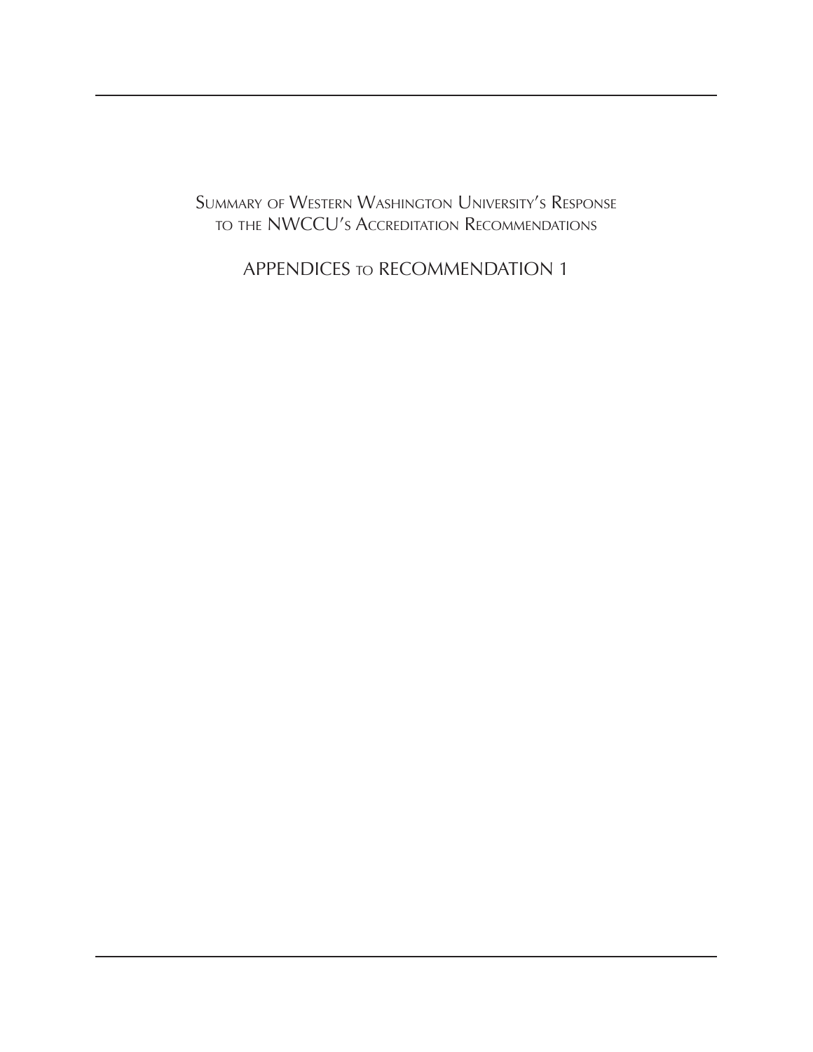# Summary of Western Washington University's Response to the NWCCU's Accreditation Recommendations

## APPENDICES to RECOMMENDATION 1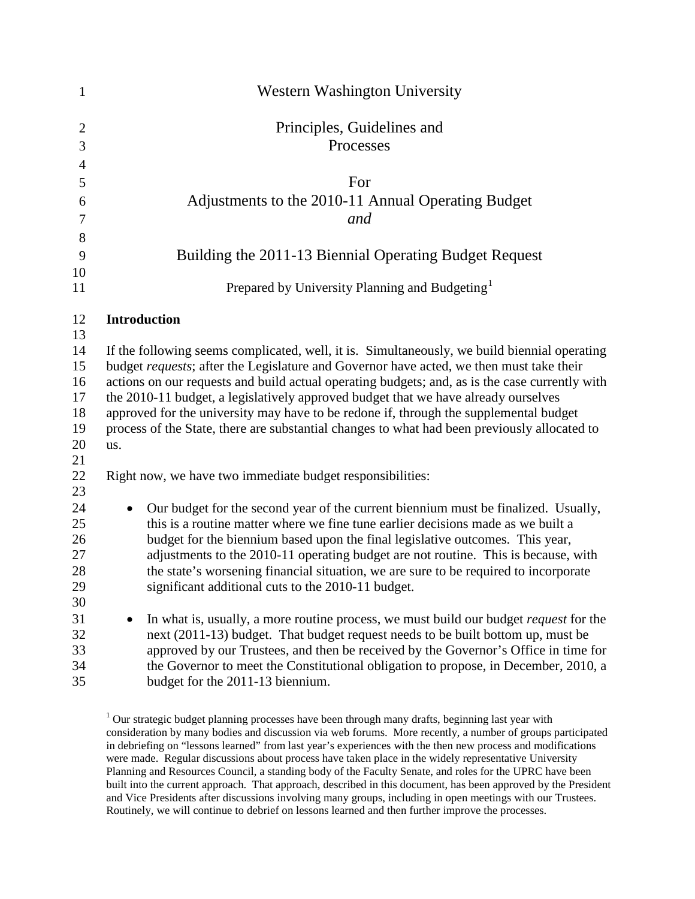# Western Washington University

## Principles, Guidelines and Processes

## For Adjustments to the 2010-11 Annual Operating Budget *and*

## Building the 2011-13 Biennial Operating Budget Request

Prepared by University Planning and Budgeting[1]

**Introduction**

If the following seems complicated, well, it is. Simultaneously, we build biennial operating budget *requests*; after the Legislature and Governor have acted, we then must take their actions on our requests and build actual operating budgets; and, as is the case currently with the 2010-11 budget, a legislatively approved budget that we have already ourselves approved for the university may have to be redone if, through the supplemental budget process of the State, there are substantial changes to what had been previously allocated to us.

Right now, we have two immediate budget responsibilities:

- Our budget for the second year of the current biennium must be finalized. Usually, this is a routine matter where we fine tune earlier decisions made as we built a budget for the biennium based upon the final legislative outcomes. This year, adjustments to the 2010-11 operating budget are not routine. This is because, with the state's worsening financial situation, we are sure to be required to incorporate significant additional cuts to the 2010-11 budget.

- In what is, usually, a more routine process, we must build our budget *request* for the next (2011-13) budget. That budget request needs to be built bottom up, must be approved by our Trustees, and then be received by the Governor's Office in time for the Governor to meet the Constitutional obligation to propose, in December, 2010, a budget for the 2011-13 biennium.

[1] Our strategic budget planning processes have been through many drafts, beginning last year with consideration by many bodies and discussion via web forums. More recently, a number of groups participated in debriefing on "lessons learned" from last year's experiences with the then new process and modifications were made. Regular discussions about process have taken place in the widely representative University Planning and Resources Council, a standing body of the Faculty Senate, and roles for the UPRC have been built into the current approach. That approach, described in this document, has been approved by the President and Vice Presidents after discussions involving many groups, including in open meetings with our Trustees. Routinely, we will continue to debrief on lessons learned and then further improve the processes.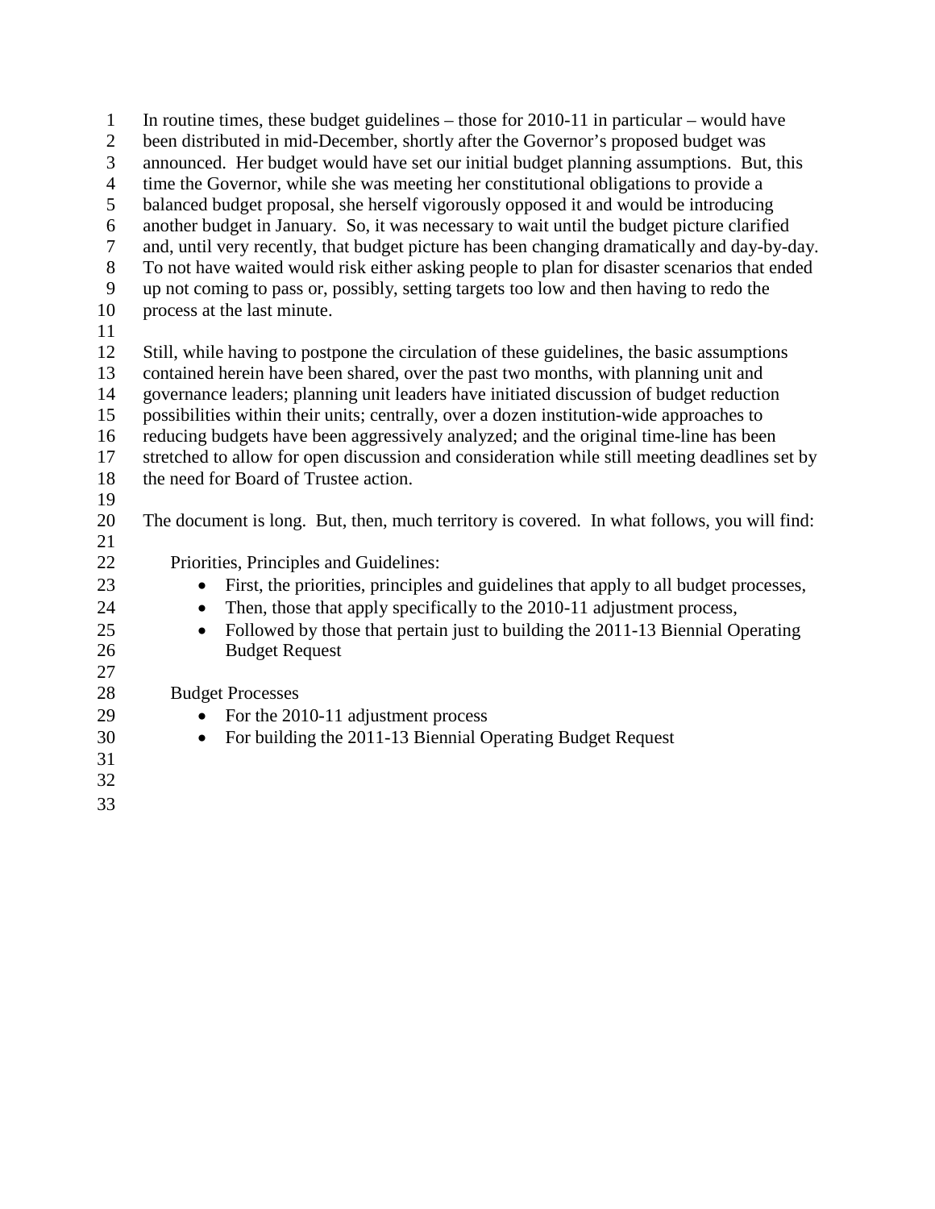In routine times, these budget guidelines – those for 2010-11 in particular – would have been distributed in mid-December, shortly after the Governor's proposed budget was announced. Her budget would have set our initial budget planning assumptions. But, this time the Governor, while she was meeting her constitutional obligations to provide a balanced budget proposal, she herself vigorously opposed it and would be introducing another budget in January. So, it was necessary to wait until the budget picture clarified and, until very recently, that budget picture has been changing dramatically and day-by-day. To not have waited would risk either asking people to plan for disaster scenarios that ended up not coming to pass or, possibly, setting targets too low and then having to redo the process at the last minute.

Still, while having to postpone the circulation of these guidelines, the basic assumptions contained herein have been shared, over the past two months, with planning unit and governance leaders; planning unit leaders have initiated discussion of budget reduction possibilities within their units; centrally, over a dozen institution-wide approaches to reducing budgets have been aggressively analyzed; and the original time-line has been stretched to allow for open discussion and consideration while still meeting deadlines set by the need for Board of Trustee action.

The document is long. But, then, much territory is covered. In what follows, you will find:

Priorities, Principles and Guidelines:

- First, the priorities, principles and guidelines that apply to all budget processes,
- Then, those that apply specifically to the 2010-11 adjustment process,
- Followed by those that pertain just to building the 2011-13 Biennial Operating Budget Request

Budget Processes

- For the 2010-11 adjustment process
- For building the 2011-13 Biennial Operating Budget Request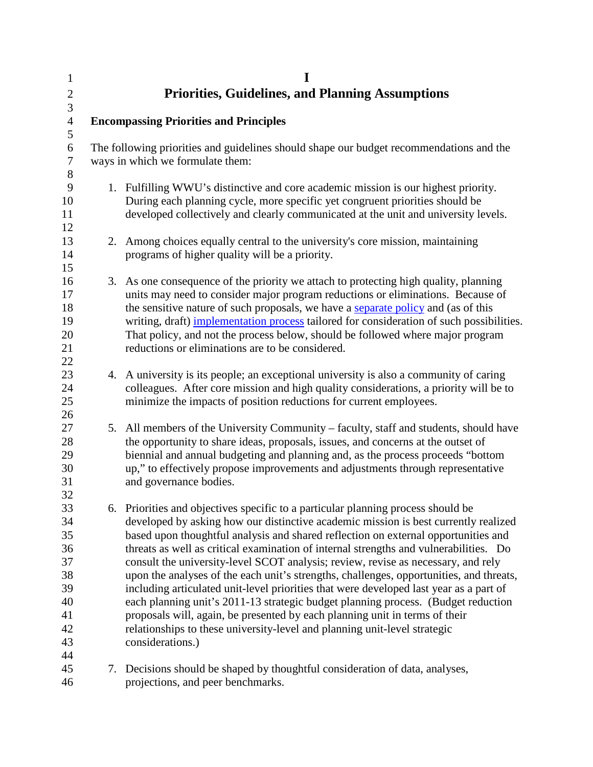# I
# Priorities, Guidelines, and Planning Assumptions

## Encompassing Priorities and Principles

The following priorities and guidelines should shape our budget recommendations and the ways in which we formulate them:

1. Fulfilling WWU's distinctive and core academic mission is our highest priority. During each planning cycle, more specific yet congruent priorities should be developed collectively and clearly communicated at the unit and university levels.

2. Among choices equally central to the university's core mission, maintaining programs of higher quality will be a priority.

3. As one consequence of the priority we attach to protecting high quality, planning units may need to consider major program reductions or eliminations. Because of the sensitive nature of such proposals, we have a separate policy and (as of this writing, draft) implementation process tailored for consideration of such possibilities. That policy, and not the process below, should be followed where major program reductions or eliminations are to be considered.

4. A university is its people; an exceptional university is also a community of caring colleagues. After core mission and high quality considerations, a priority will be to minimize the impacts of position reductions for current employees.

5. All members of the University Community – faculty, staff and students, should have the opportunity to share ideas, proposals, issues, and concerns at the outset of biennial and annual budgeting and planning and, as the process proceeds "bottom up," to effectively propose improvements and adjustments through representative and governance bodies.

6. Priorities and objectives specific to a particular planning process should be developed by asking how our distinctive academic mission is best currently realized based upon thoughtful analysis and shared reflection on external opportunities and threats as well as critical examination of internal strengths and vulnerabilities. Do consult the university-level SCOT analysis; review, revise as necessary, and rely upon the analyses of the each unit's strengths, challenges, opportunities, and threats, including articulated unit-level priorities that were developed last year as a part of each planning unit's 2011-13 strategic budget planning process. (Budget reduction proposals will, again, be presented by each planning unit in terms of their relationships to these university-level and planning unit-level strategic considerations.)

7. Decisions should be shaped by thoughtful consideration of data, analyses, projections, and peer benchmarks.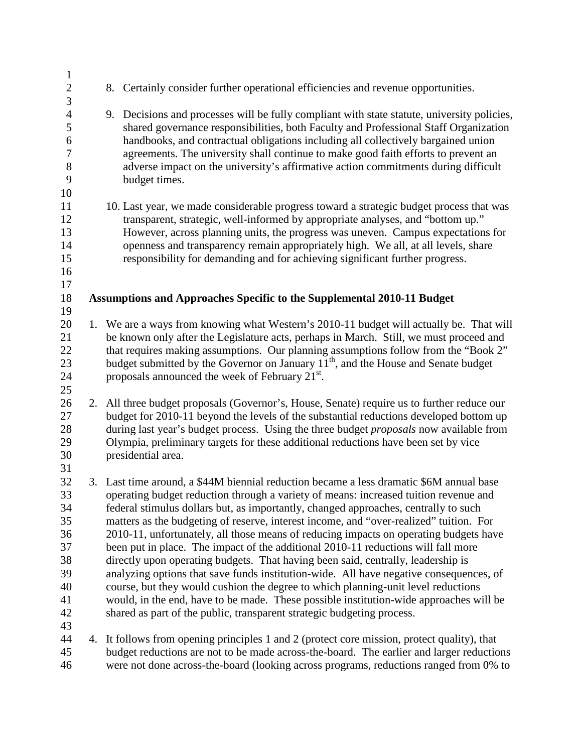8. Certainly consider further operational efficiencies and revenue opportunities.

9. Decisions and processes will be fully compliant with state statute, university policies, shared governance responsibilities, both Faculty and Professional Staff Organization handbooks, and contractual obligations including all collectively bargained union agreements. The university shall continue to make good faith efforts to prevent an adverse impact on the university's affirmative action commitments during difficult budget times.

10. Last year, we made considerable progress toward a strategic budget process that was transparent, strategic, well-informed by appropriate analyses, and "bottom up." However, across planning units, the progress was uneven. Campus expectations for openness and transparency remain appropriately high. We all, at all levels, share responsibility for demanding and for achieving significant further progress.

**Assumptions and Approaches Specific to the Supplemental 2010-11 Budget**

1. We are a ways from knowing what Western's 2010-11 budget will actually be. That will be known only after the Legislature acts, perhaps in March. Still, we must proceed and that requires making assumptions. Our planning assumptions follow from the "Book 2" budget submitted by the Governor on January 11th, and the House and Senate budget proposals announced the week of February 21st.

2. All three budget proposals (Governor's, House, Senate) require us to further reduce our budget for 2010-11 beyond the levels of the substantial reductions developed bottom up during last year's budget process. Using the three budget *proposals* now available from Olympia, preliminary targets for these additional reductions have been set by vice presidential area.

3. Last time around, a \$44M biennial reduction became a less dramatic \$6M annual base operating budget reduction through a variety of means: increased tuition revenue and federal stimulus dollars but, as importantly, changed approaches, centrally to such matters as the budgeting of reserve, interest income, and "over-realized" tuition. For 2010-11, unfortunately, all those means of reducing impacts on operating budgets have been put in place. The impact of the additional 2010-11 reductions will fall more directly upon operating budgets. That having been said, centrally, leadership is analyzing options that save funds institution-wide. All have negative consequences, of course, but they would cushion the degree to which planning-unit level reductions would, in the end, have to be made. These possible institution-wide approaches will be shared as part of the public, transparent strategic budgeting process.

4. It follows from opening principles 1 and 2 (protect core mission, protect quality), that budget reductions are not to be made across-the-board. The earlier and larger reductions were not done across-the-board (looking across programs, reductions ranged from 0% to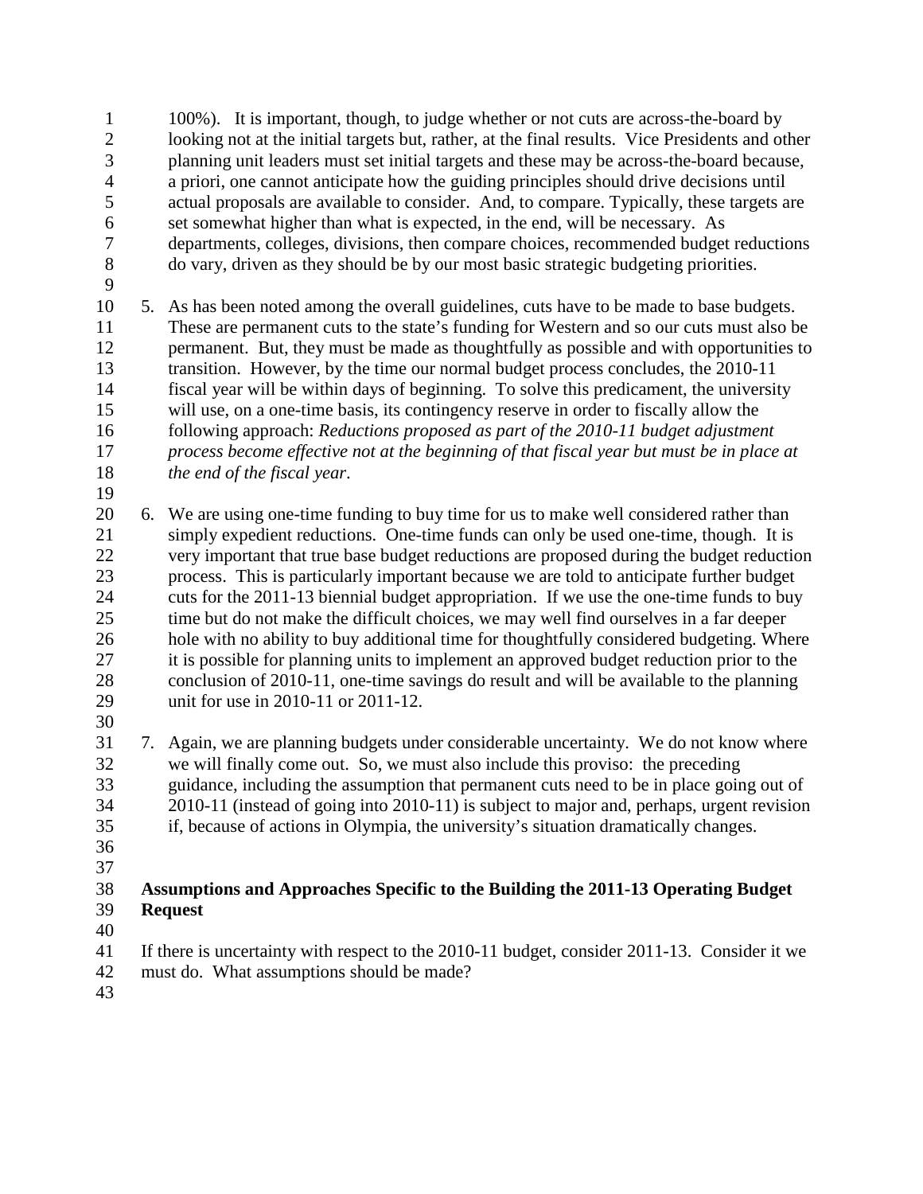100%). It is important, though, to judge whether or not cuts are across-the-board by looking not at the initial targets but, rather, at the final results. Vice Presidents and other planning unit leaders must set initial targets and these may be across-the-board because, a priori, one cannot anticipate how the guiding principles should drive decisions until actual proposals are available to consider. And, to compare. Typically, these targets are set somewhat higher than what is expected, in the end, will be necessary. As departments, colleges, divisions, then compare choices, recommended budget reductions do vary, driven as they should be by our most basic strategic budgeting priorities.

5. As has been noted among the overall guidelines, cuts have to be made to base budgets. These are permanent cuts to the state's funding for Western and so our cuts must also be permanent. But, they must be made as thoughtfully as possible and with opportunities to transition. However, by the time our normal budget process concludes, the 2010-11 fiscal year will be within days of beginning. To solve this predicament, the university will use, on a one-time basis, its contingency reserve in order to fiscally allow the following approach: *Reductions proposed as part of the 2010-11 budget adjustment process become effective not at the beginning of that fiscal year but must be in place at the end of the fiscal year.*

6. We are using one-time funding to buy time for us to make well considered rather than simply expedient reductions. One-time funds can only be used one-time, though. It is very important that true base budget reductions are proposed during the budget reduction process. This is particularly important because we are told to anticipate further budget cuts for the 2011-13 biennial budget appropriation. If we use the one-time funds to buy time but do not make the difficult choices, we may well find ourselves in a far deeper hole with no ability to buy additional time for thoughtfully considered budgeting. Where it is possible for planning units to implement an approved budget reduction prior to the conclusion of 2010-11, one-time savings do result and will be available to the planning unit for use in 2010-11 or 2011-12.

7. Again, we are planning budgets under considerable uncertainty. We do not know where we will finally come out. So, we must also include this proviso: the preceding guidance, including the assumption that permanent cuts need to be in place going out of 2010-11 (instead of going into 2010-11) is subject to major and, perhaps, urgent revision if, because of actions in Olympia, the university's situation dramatically changes.

**Assumptions and Approaches Specific to the Building the 2011-13 Operating Budget Request**

If there is uncertainty with respect to the 2010-11 budget, consider 2011-13. Consider it we must do. What assumptions should be made?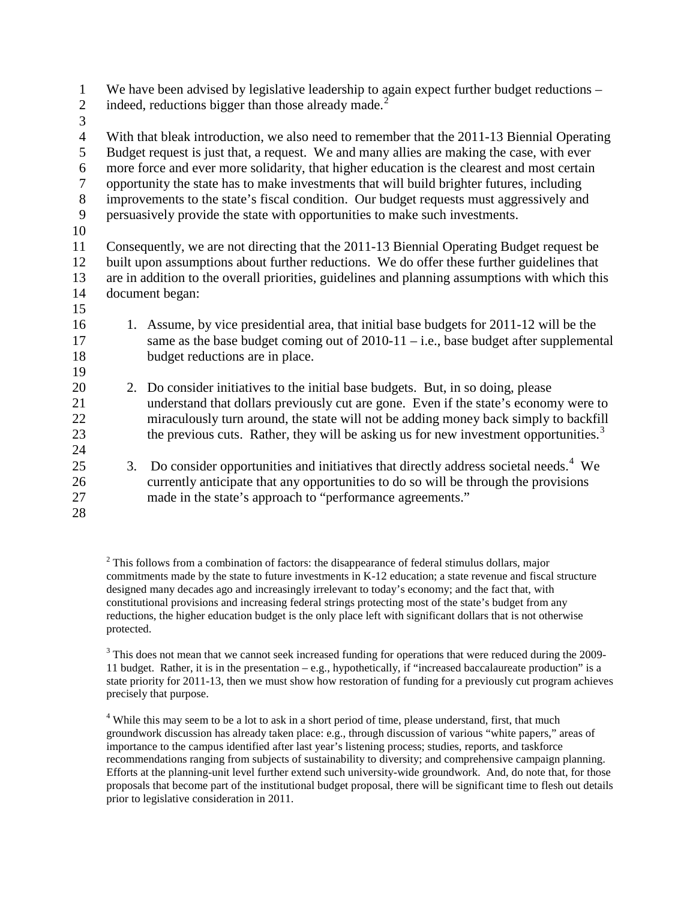We have been advised by legislative leadership to again expect further budget reductions – indeed, reductions bigger than those already made.[2]

With that bleak introduction, we also need to remember that the 2011-13 Biennial Operating Budget request is just that, a request. We and many allies are making the case, with ever more force and ever more solidarity, that higher education is the clearest and most certain opportunity the state has to make investments that will build brighter futures, including improvements to the state's fiscal condition. Our budget requests must aggressively and persuasively provide the state with opportunities to make such investments.

Consequently, we are not directing that the 2011-13 Biennial Operating Budget request be built upon assumptions about further reductions. We do offer these further guidelines that are in addition to the overall priorities, guidelines and planning assumptions with which this document began:

1. Assume, by vice presidential area, that initial base budgets for 2011-12 will be the same as the base budget coming out of 2010-11 – i.e., base budget after supplemental budget reductions are in place.

2. Do consider initiatives to the initial base budgets. But, in so doing, please understand that dollars previously cut are gone. Even if the state's economy were to miraculously turn around, the state will not be adding money back simply to backfill the previous cuts. Rather, they will be asking us for new investment opportunities.[3]

3. Do consider opportunities and initiatives that directly address societal needs.[4] We currently anticipate that any opportunities to do so will be through the provisions made in the state's approach to "performance agreements."

[2] This follows from a combination of factors: the disappearance of federal stimulus dollars, major commitments made by the state to future investments in K-12 education; a state revenue and fiscal structure designed many decades ago and increasingly irrelevant to today's economy; and the fact that, with constitutional provisions and increasing federal strings protecting most of the state's budget from any reductions, the higher education budget is the only place left with significant dollars that is not otherwise protected.

[3] This does not mean that we cannot seek increased funding for operations that were reduced during the 2009-11 budget. Rather, it is in the presentation – e.g., hypothetically, if "increased baccalaureate production" is a state priority for 2011-13, then we must show how restoration of funding for a previously cut program achieves precisely that purpose.

[4] While this may seem to be a lot to ask in a short period of time, please understand, first, that much groundwork discussion has already taken place: e.g., through discussion of various "white papers," areas of importance to the campus identified after last year's listening process; studies, reports, and taskforce recommendations ranging from subjects of sustainability to diversity; and comprehensive campaign planning. Efforts at the planning-unit level further extend such university-wide groundwork. And, do note that, for those proposals that become part of the institutional budget proposal, there will be significant time to flesh out details prior to legislative consideration in 2011.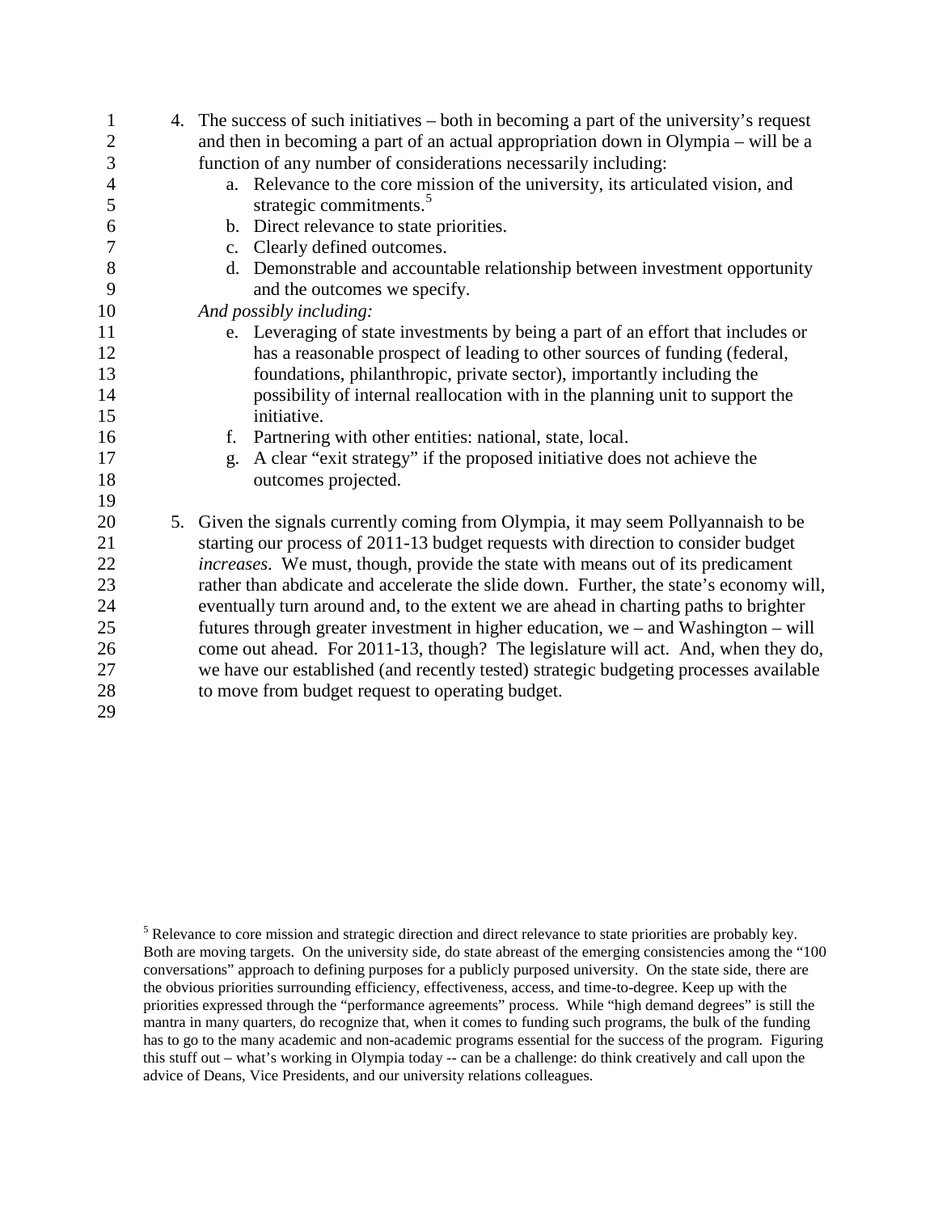4. The success of such initiatives – both in becoming a part of the university's request and then in becoming a part of an actual appropriation down in Olympia – will be a function of any number of considerations necessarily including:
   a. Relevance to the core mission of the university, its articulated vision, and strategic commitments.[5]
   b. Direct relevance to state priorities.
   c. Clearly defined outcomes.
   d. Demonstrable and accountable relationship between investment opportunity and the outcomes we specify.

   *And possibly including:*

   e. Leveraging of state investments by being a part of an effort that includes or has a reasonable prospect of leading to other sources of funding (federal, foundations, philanthropic, private sector), importantly including the possibility of internal reallocation with in the planning unit to support the initiative.
   f. Partnering with other entities: national, state, local.
   g. A clear "exit strategy" if the proposed initiative does not achieve the outcomes projected.

5. Given the signals currently coming from Olympia, it may seem Pollyannaish to be starting our process of 2011-13 budget requests with direction to consider budget *increases*. We must, though, provide the state with means out of its predicament rather than abdicate and accelerate the slide down. Further, the state's economy will, eventually turn around and, to the extent we are ahead in charting paths to brighter futures through greater investment in higher education, we – and Washington – will come out ahead. For 2011-13, though? The legislature will act. And, when they do, we have our established (and recently tested) strategic budgeting processes available to move from budget request to operating budget.

[5] Relevance to core mission and strategic direction and direct relevance to state priorities are probably key. Both are moving targets. On the university side, do state abreast of the emerging consistencies among the "100 conversations" approach to defining purposes for a publicly purposed university. On the state side, there are the obvious priorities surrounding efficiency, effectiveness, access, and time-to-degree. Keep up with the priorities expressed through the "performance agreements" process. While "high demand degrees" is still the mantra in many quarters, do recognize that, when it comes to funding such programs, the bulk of the funding has to go to the many academic and non-academic programs essential for the success of the program. Figuring this stuff out – what's working in Olympia today -- can be a challenge: do think creatively and call upon the advice of Deans, Vice Presidents, and our university relations colleagues.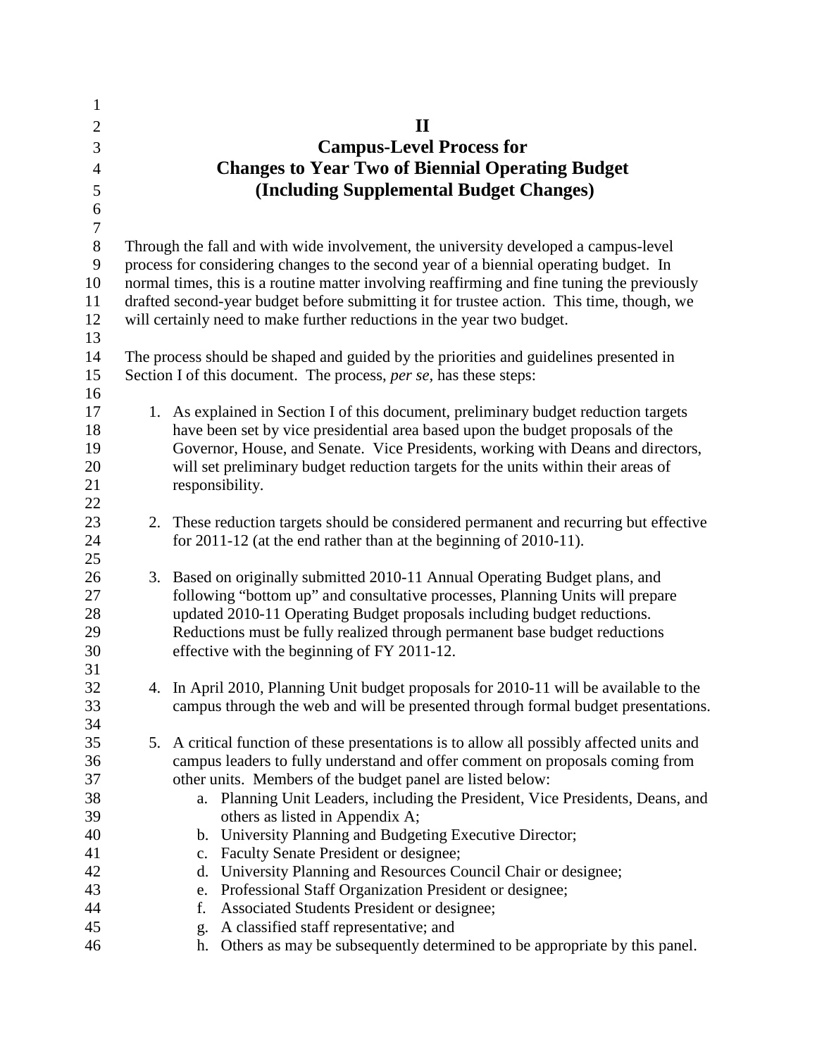# II
# Campus-Level Process for
# Changes to Year Two of Biennial Operating Budget
# (Including Supplemental Budget Changes)

Through the fall and with wide involvement, the university developed a campus-level process for considering changes to the second year of a biennial operating budget. In normal times, this is a routine matter involving reaffirming and fine tuning the previously drafted second-year budget before submitting it for trustee action. This time, though, we will certainly need to make further reductions in the year two budget.

The process should be shaped and guided by the priorities and guidelines presented in Section I of this document. The process, *per se*, has these steps:

1. As explained in Section I of this document, preliminary budget reduction targets have been set by vice presidential area based upon the budget proposals of the Governor, House, and Senate. Vice Presidents, working with Deans and directors, will set preliminary budget reduction targets for the units within their areas of responsibility.

2. These reduction targets should be considered permanent and recurring but effective for 2011-12 (at the end rather than at the beginning of 2010-11).

3. Based on originally submitted 2010-11 Annual Operating Budget plans, and following "bottom up" and consultative processes, Planning Units will prepare updated 2010-11 Operating Budget proposals including budget reductions. Reductions must be fully realized through permanent base budget reductions effective with the beginning of FY 2011-12.

4. In April 2010, Planning Unit budget proposals for 2010-11 will be available to the campus through the web and will be presented through formal budget presentations.

5. A critical function of these presentations is to allow all possibly affected units and campus leaders to fully understand and offer comment on proposals coming from other units. Members of the budget panel are listed below:
   a. Planning Unit Leaders, including the President, Vice Presidents, Deans, and others as listed in Appendix A;
   b. University Planning and Budgeting Executive Director;
   c. Faculty Senate President or designee;
   d. University Planning and Resources Council Chair or designee;
   e. Professional Staff Organization President or designee;
   f. Associated Students President or designee;
   g. A classified staff representative; and
   h. Others as may be subsequently determined to be appropriate by this panel.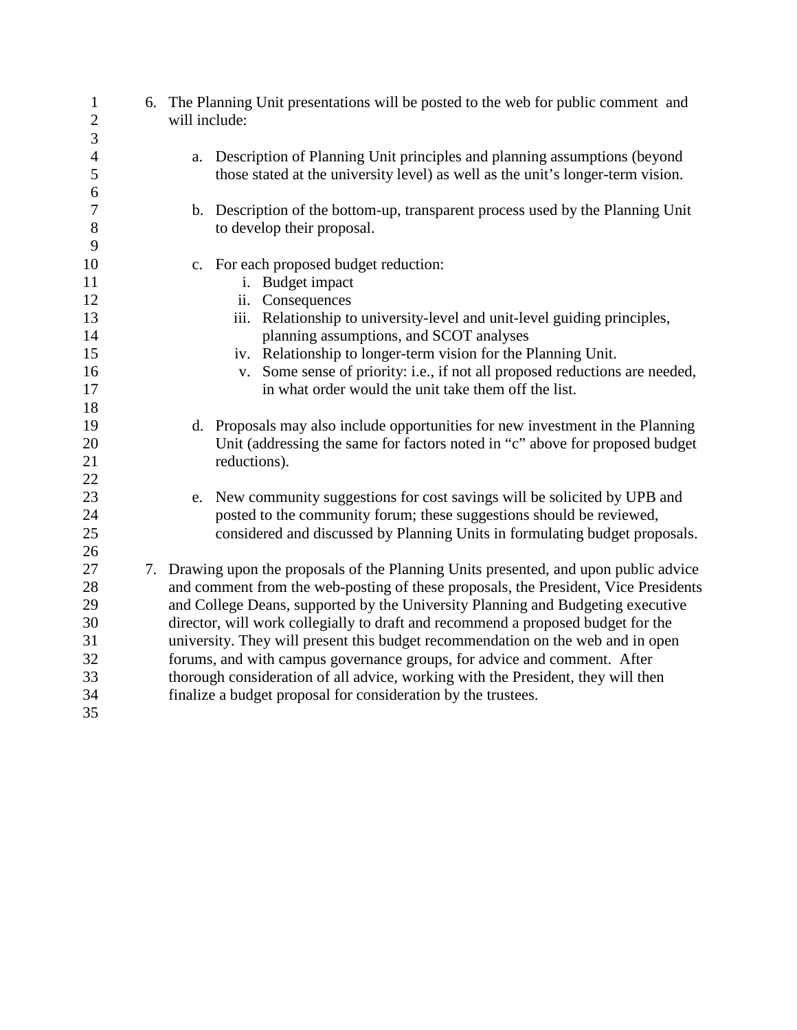6. The Planning Unit presentations will be posted to the web for public comment and will include:

   a. Description of Planning Unit principles and planning assumptions (beyond those stated at the university level) as well as the unit's longer-term vision.

   b. Description of the bottom-up, transparent process used by the Planning Unit to develop their proposal.

   c. For each proposed budget reduction:
      i. Budget impact
      ii. Consequences
      iii. Relationship to university-level and unit-level guiding principles, planning assumptions, and SCOT analyses
      iv. Relationship to longer-term vision for the Planning Unit.
      v. Some sense of priority: i.e., if not all proposed reductions are needed, in what order would the unit take them off the list.

   d. Proposals may also include opportunities for new investment in the Planning Unit (addressing the same for factors noted in "c" above for proposed budget reductions).

   e. New community suggestions for cost savings will be solicited by UPB and posted to the community forum; these suggestions should be reviewed, considered and discussed by Planning Units in formulating budget proposals.

7. Drawing upon the proposals of the Planning Units presented, and upon public advice and comment from the web-posting of these proposals, the President, Vice Presidents and College Deans, supported by the University Planning and Budgeting executive director, will work collegially to draft and recommend a proposed budget for the university. They will present this budget recommendation on the web and in open forums, and with campus governance groups, for advice and comment. After thorough consideration of all advice, working with the President, they will then finalize a budget proposal for consideration by the trustees.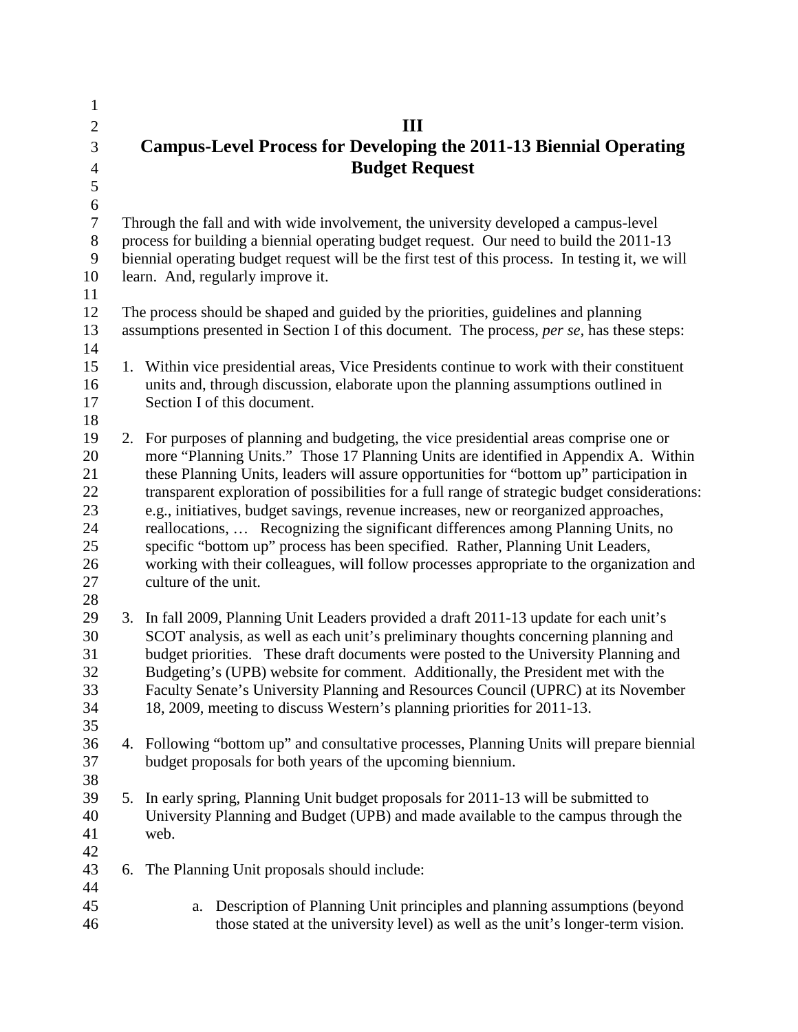# III

# Campus-Level Process for Developing the 2011-13 Biennial Operating Budget Request

Through the fall and with wide involvement, the university developed a campus-level process for building a biennial operating budget request. Our need to build the 2011-13 biennial operating budget request will be the first test of this process. In testing it, we will learn. And, regularly improve it.

The process should be shaped and guided by the priorities, guidelines and planning assumptions presented in Section I of this document. The process, *per se*, has these steps:

1. Within vice presidential areas, Vice Presidents continue to work with their constituent units and, through discussion, elaborate upon the planning assumptions outlined in Section I of this document.

2. For purposes of planning and budgeting, the vice presidential areas comprise one or more "Planning Units." Those 17 Planning Units are identified in Appendix A. Within these Planning Units, leaders will assure opportunities for "bottom up" participation in transparent exploration of possibilities for a full range of strategic budget considerations: e.g., initiatives, budget savings, revenue increases, new or reorganized approaches, reallocations, … Recognizing the significant differences among Planning Units, no specific "bottom up" process has been specified. Rather, Planning Unit Leaders, working with their colleagues, will follow processes appropriate to the organization and culture of the unit.

3. In fall 2009, Planning Unit Leaders provided a draft 2011-13 update for each unit's SCOT analysis, as well as each unit's preliminary thoughts concerning planning and budget priorities. These draft documents were posted to the University Planning and Budgeting's (UPB) website for comment. Additionally, the President met with the Faculty Senate's University Planning and Resources Council (UPRC) at its November 18, 2009, meeting to discuss Western's planning priorities for 2011-13.

4. Following "bottom up" and consultative processes, Planning Units will prepare biennial budget proposals for both years of the upcoming biennium.

5. In early spring, Planning Unit budget proposals for 2011-13 will be submitted to University Planning and Budget (UPB) and made available to the campus through the web.

6. The Planning Unit proposals should include:

    a. Description of Planning Unit principles and planning assumptions (beyond those stated at the university level) as well as the unit's longer-term vision.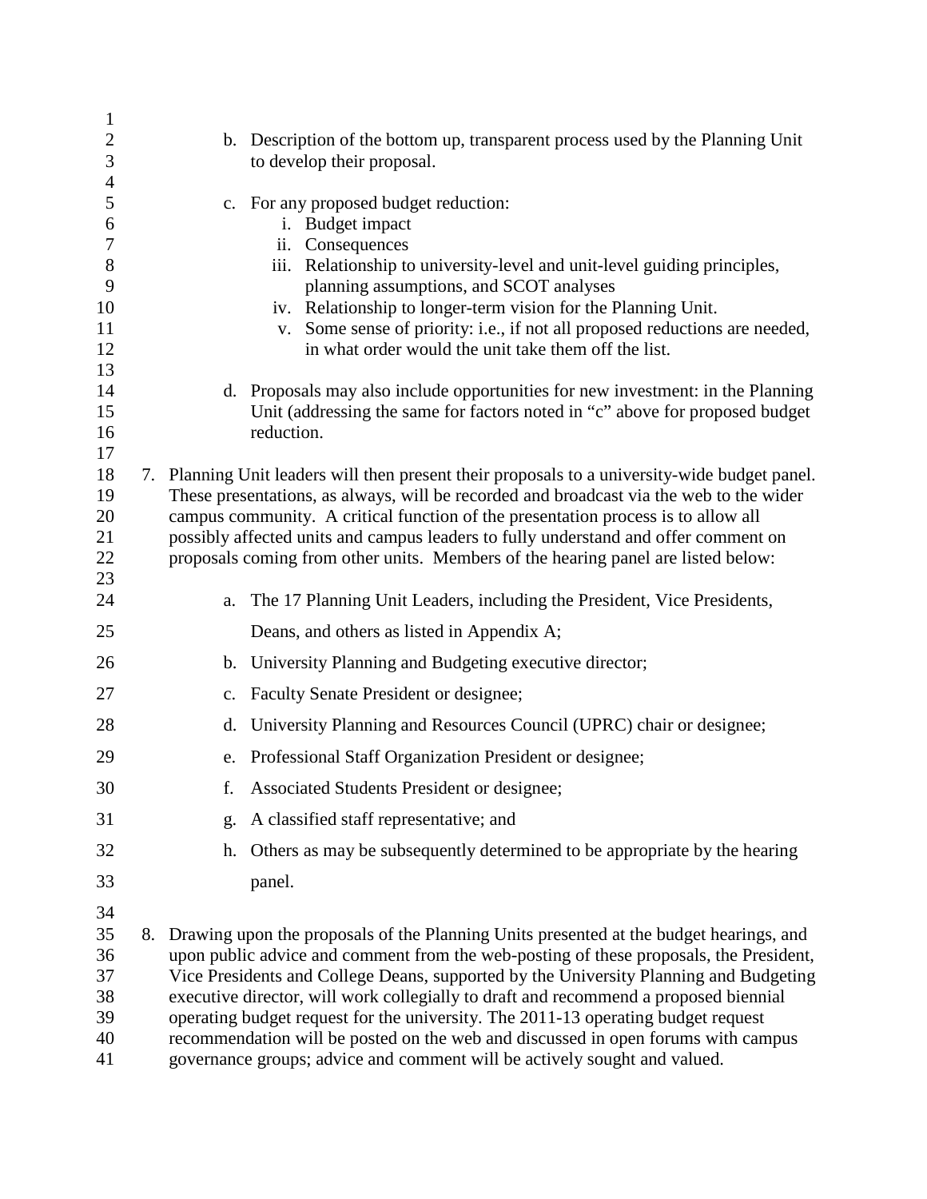b. Description of the bottom up, transparent process used by the Planning Unit to develop their proposal.

c. For any proposed budget reduction:
   i. Budget impact
   ii. Consequences
   iii. Relationship to university-level and unit-level guiding principles, planning assumptions, and SCOT analyses
   iv. Relationship to longer-term vision for the Planning Unit.
   v. Some sense of priority: i.e., if not all proposed reductions are needed, in what order would the unit take them off the list.

d. Proposals may also include opportunities for new investment: in the Planning Unit (addressing the same for factors noted in "c" above for proposed budget reduction.

7. Planning Unit leaders will then present their proposals to a university-wide budget panel. These presentations, as always, will be recorded and broadcast via the web to the wider campus community. A critical function of the presentation process is to allow all possibly affected units and campus leaders to fully understand and offer comment on proposals coming from other units. Members of the hearing panel are listed below:

   a. The 17 Planning Unit Leaders, including the President, Vice Presidents, Deans, and others as listed in Appendix A;
   b. University Planning and Budgeting executive director;
   c. Faculty Senate President or designee;
   d. University Planning and Resources Council (UPRC) chair or designee;
   e. Professional Staff Organization President or designee;
   f. Associated Students President or designee;
   g. A classified staff representative; and
   h. Others as may be subsequently determined to be appropriate by the hearing panel.

8. Drawing upon the proposals of the Planning Units presented at the budget hearings, and upon public advice and comment from the web-posting of these proposals, the President, Vice Presidents and College Deans, supported by the University Planning and Budgeting executive director, will work collegially to draft and recommend a proposed biennial operating budget request for the university. The 2011-13 operating budget request recommendation will be posted on the web and discussed in open forums with campus governance groups; advice and comment will be actively sought and valued.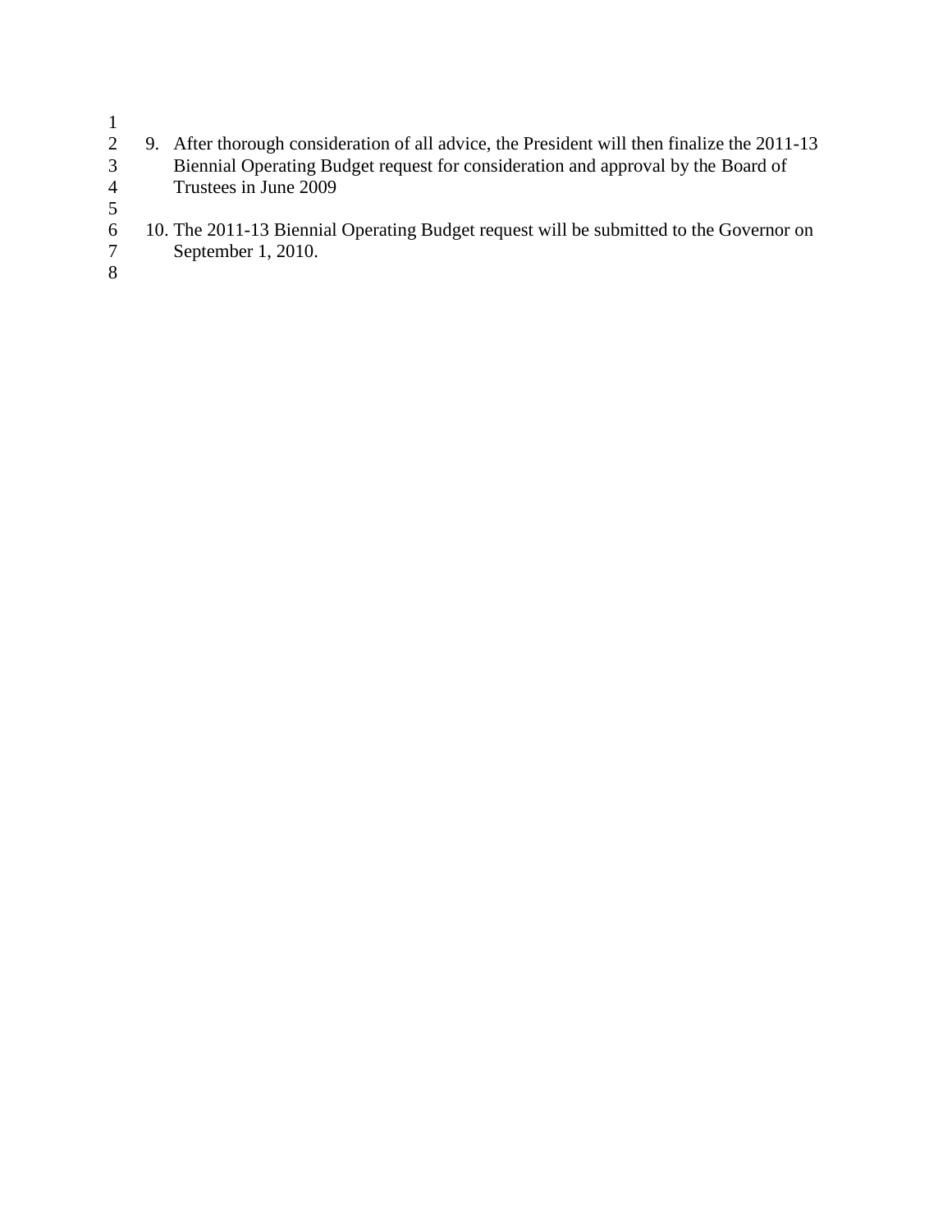9. After thorough consideration of all advice, the President will then finalize the 2011-13 Biennial Operating Budget request for consideration and approval by the Board of Trustees in June 2009

10. The 2011-13 Biennial Operating Budget request will be submitted to the Governor on September 1, 2010.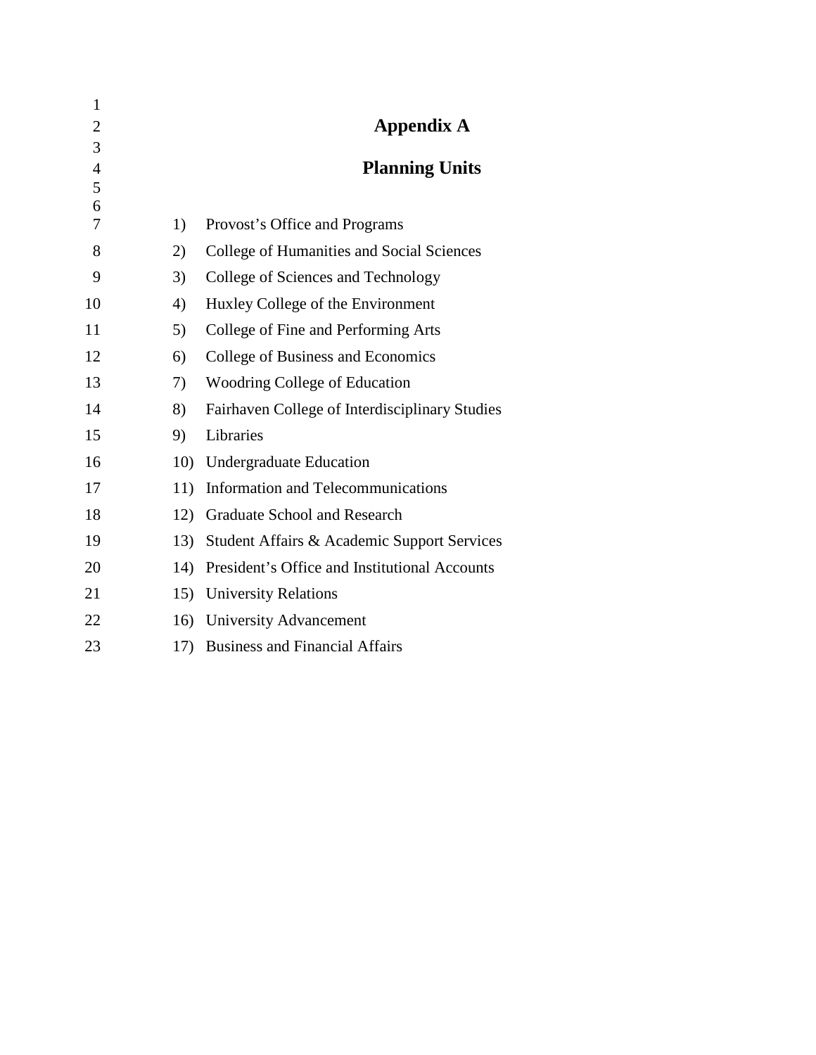# Appendix A

## Planning Units

1) Provost's Office and Programs
2) College of Humanities and Social Sciences
3) College of Sciences and Technology
4) Huxley College of the Environment
5) College of Fine and Performing Arts
6) College of Business and Economics
7) Woodring College of Education
8) Fairhaven College of Interdisciplinary Studies
9) Libraries
10) Undergraduate Education
11) Information and Telecommunications
12) Graduate School and Research
13) Student Affairs & Academic Support Services
14) President's Office and Institutional Accounts
15) University Relations
16) University Advancement
17) Business and Financial Affairs